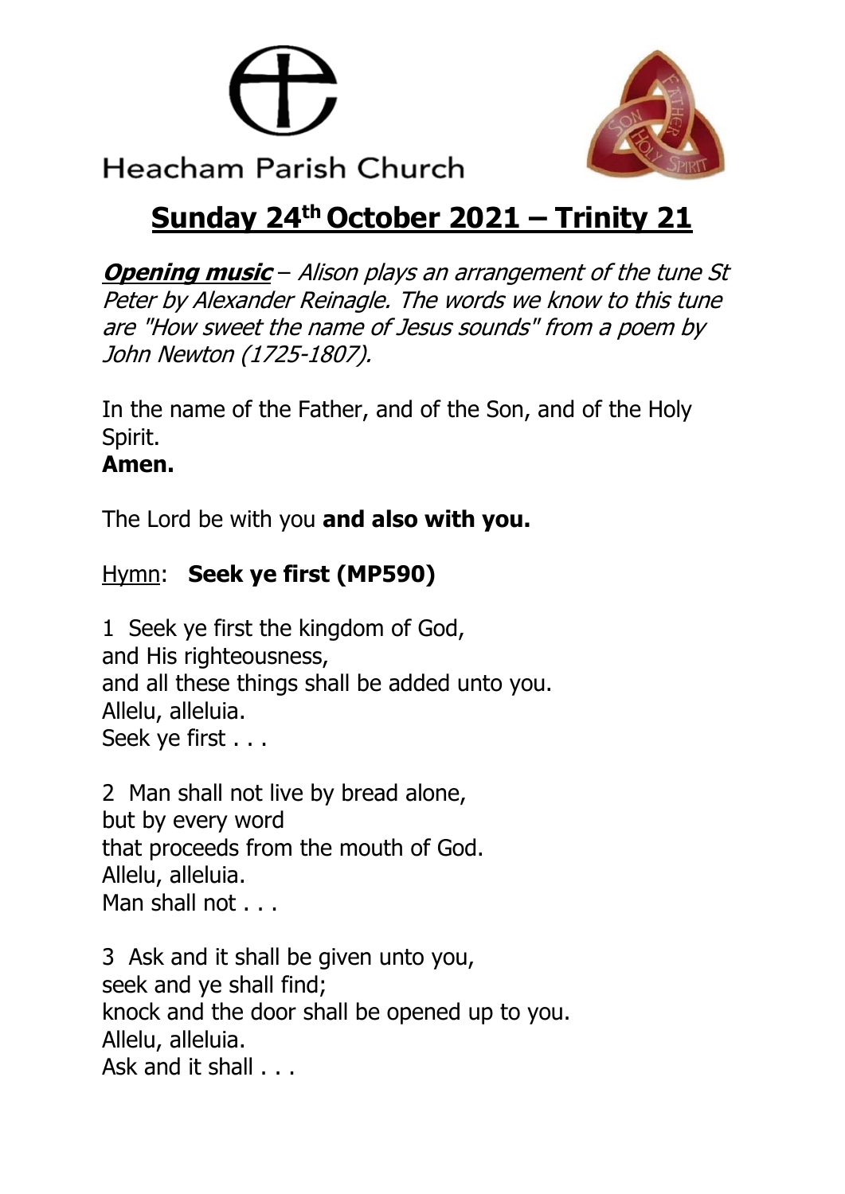Heacham Parish Church

# Sunday 24th October 2021 – Trinity 21

***Opening music*** *– Alison plays an arrangement of the tune St Peter by Alexander Reinagle. The words we know to this tune are "How sweet the name of Jesus sounds" from a poem by John Newton (1725-1807).*

In the name of the Father, and of the Son, and of the Holy Spirit.
**Amen.**

The Lord be with you **and also with you.**

Hymn: **Seek ye first (MP590)**

1 Seek ye first the kingdom of God,
and His righteousness,
and all these things shall be added unto you.
Allelu, alleluia.
Seek ye first . . .

2 Man shall not live by bread alone,
but by every word
that proceeds from the mouth of God.
Allelu, alleluia.
Man shall not . . .

3 Ask and it shall be given unto you,
seek and ye shall find;
knock and the door shall be opened up to you.
Allelu, alleluia.
Ask and it shall . . .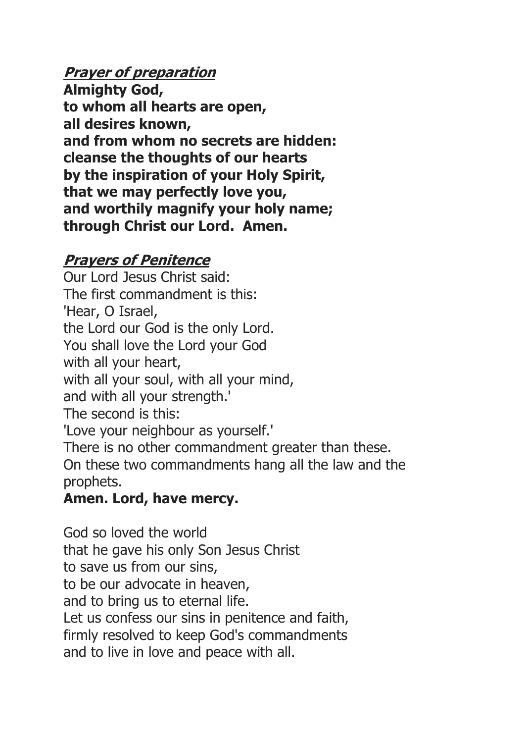***Prayer of preparation***

**Almighty God,**
**to whom all hearts are open,**
**all desires known,**
**and from whom no secrets are hidden:**
**cleanse the thoughts of our hearts**
**by the inspiration of your Holy Spirit,**
**that we may perfectly love you,**
**and worthily magnify your holy name;**
**through Christ our Lord. Amen.**

***Prayers of Penitence***

Our Lord Jesus Christ said:
The first commandment is this:
'Hear, O Israel,
the Lord our God is the only Lord.
You shall love the Lord your God
with all your heart,
with all your soul, with all your mind,
and with all your strength.'
The second is this:
'Love your neighbour as yourself.'
There is no other commandment greater than these.
On these two commandments hang all the law and the prophets.
**Amen. Lord, have mercy.**

God so loved the world
that he gave his only Son Jesus Christ
to save us from our sins,
to be our advocate in heaven,
and to bring us to eternal life.
Let us confess our sins in penitence and faith,
firmly resolved to keep God's commandments
and to live in love and peace with all.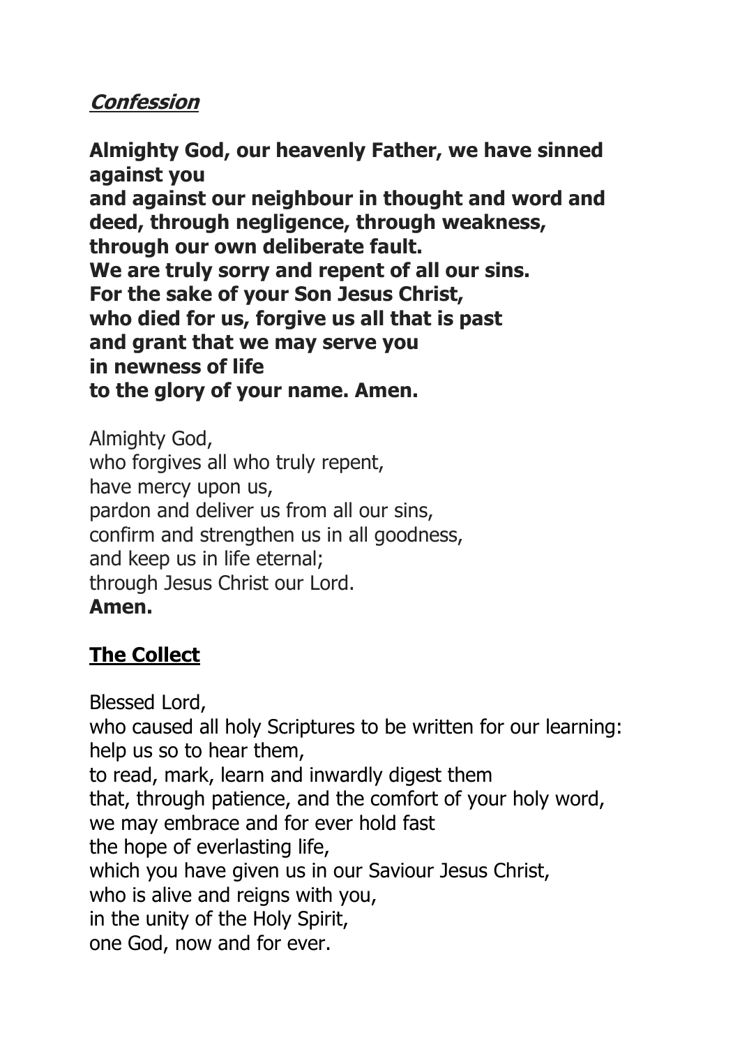## ***Confession***

**Almighty God, our heavenly Father, we have sinned against you**
**and against our neighbour in thought and word and deed, through negligence, through weakness, through our own deliberate fault.**
**We are truly sorry and repent of all our sins.**
**For the sake of your Son Jesus Christ,**
**who died for us, forgive us all that is past**
**and grant that we may serve you**
**in newness of life**
**to the glory of your name. Amen.**

Almighty God,
who forgives all who truly repent,
have mercy upon us,
pardon and deliver us from all our sins,
confirm and strengthen us in all goodness,
and keep us in life eternal;
through Jesus Christ our Lord.
**Amen.**

## **The Collect**

Blessed Lord,
who caused all holy Scriptures to be written for our learning:
help us so to hear them,
to read, mark, learn and inwardly digest them
that, through patience, and the comfort of your holy word,
we may embrace and for ever hold fast
the hope of everlasting life,
which you have given us in our Saviour Jesus Christ,
who is alive and reigns with you,
in the unity of the Holy Spirit,
one God, now and for ever.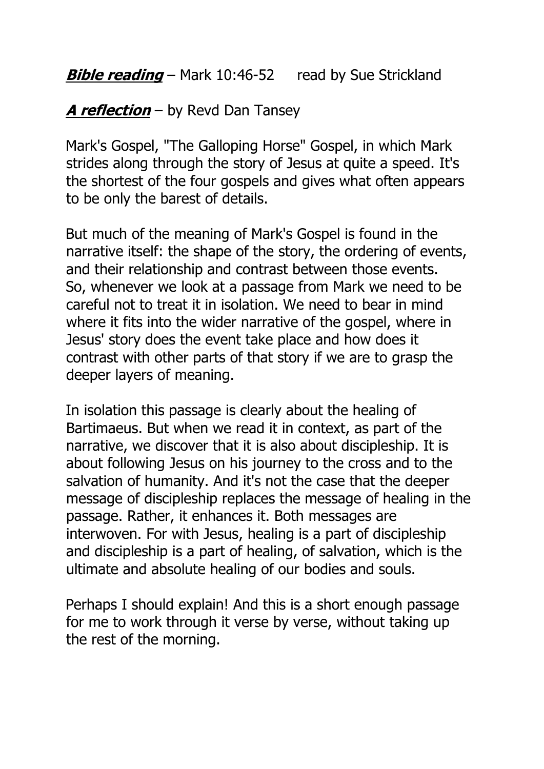***Bible reading*** – Mark 10:46-52     read by Sue Strickland

***A reflection*** – by Revd Dan Tansey

Mark's Gospel, "The Galloping Horse" Gospel, in which Mark strides along through the story of Jesus at quite a speed. It's the shortest of the four gospels and gives what often appears to be only the barest of details.

But much of the meaning of Mark's Gospel is found in the narrative itself: the shape of the story, the ordering of events, and their relationship and contrast between those events. So, whenever we look at a passage from Mark we need to be careful not to treat it in isolation. We need to bear in mind where it fits into the wider narrative of the gospel, where in Jesus' story does the event take place and how does it contrast with other parts of that story if we are to grasp the deeper layers of meaning.

In isolation this passage is clearly about the healing of Bartimaeus. But when we read it in context, as part of the narrative, we discover that it is also about discipleship. It is about following Jesus on his journey to the cross and to the salvation of humanity. And it's not the case that the deeper message of discipleship replaces the message of healing in the passage. Rather, it enhances it. Both messages are interwoven. For with Jesus, healing is a part of discipleship and discipleship is a part of healing, of salvation, which is the ultimate and absolute healing of our bodies and souls.

Perhaps I should explain! And this is a short enough passage for me to work through it verse by verse, without taking up the rest of the morning.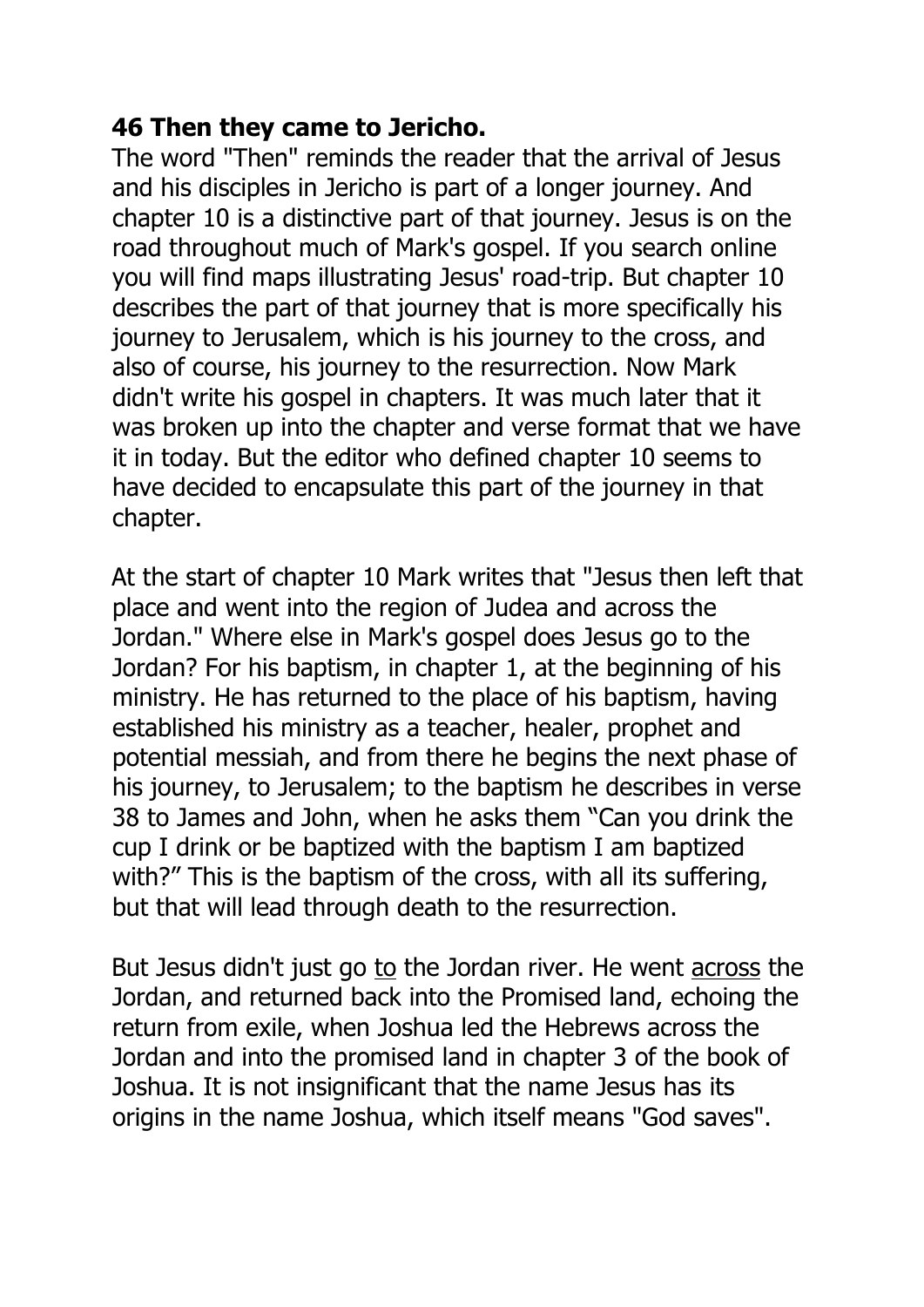**46 Then they came to Jericho.**

The word "Then" reminds the reader that the arrival of Jesus and his disciples in Jericho is part of a longer journey. And chapter 10 is a distinctive part of that journey. Jesus is on the road throughout much of Mark's gospel. If you search online you will find maps illustrating Jesus' road-trip. But chapter 10 describes the part of that journey that is more specifically his journey to Jerusalem, which is his journey to the cross, and also of course, his journey to the resurrection. Now Mark didn't write his gospel in chapters. It was much later that it was broken up into the chapter and verse format that we have it in today. But the editor who defined chapter 10 seems to have decided to encapsulate this part of the journey in that chapter.

At the start of chapter 10 Mark writes that "Jesus then left that place and went into the region of Judea and across the Jordan." Where else in Mark's gospel does Jesus go to the Jordan? For his baptism, in chapter 1, at the beginning of his ministry. He has returned to the place of his baptism, having established his ministry as a teacher, healer, prophet and potential messiah, and from there he begins the next phase of his journey, to Jerusalem; to the baptism he describes in verse 38 to James and John, when he asks them "Can you drink the cup I drink or be baptized with the baptism I am baptized with?" This is the baptism of the cross, with all its suffering, but that will lead through death to the resurrection.

But Jesus didn't just go <u>to</u> the Jordan river. He went <u>across</u> the Jordan, and returned back into the Promised land, echoing the return from exile, when Joshua led the Hebrews across the Jordan and into the promised land in chapter 3 of the book of Joshua. It is not insignificant that the name Jesus has its origins in the name Joshua, which itself means "God saves".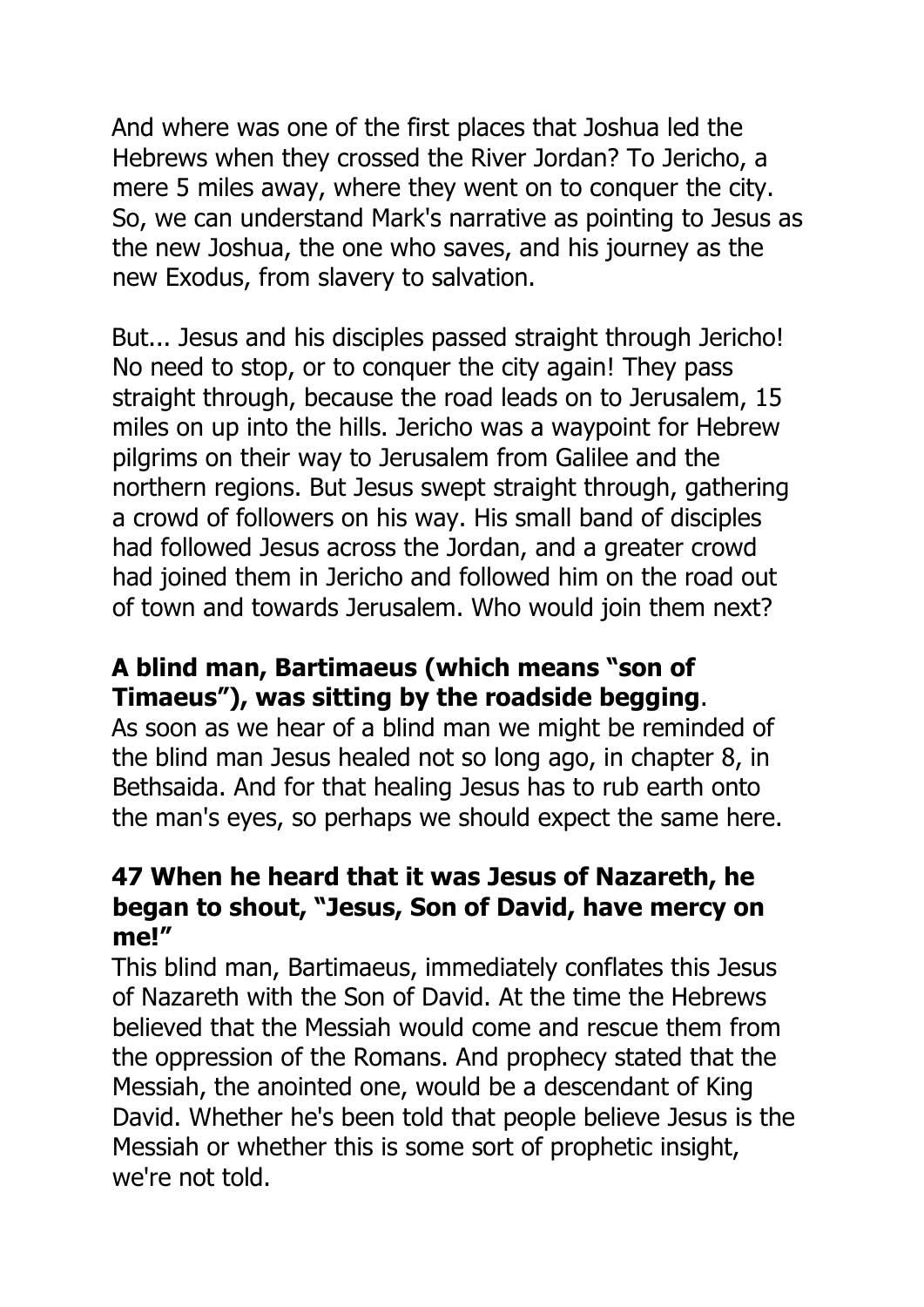And where was one of the first places that Joshua led the Hebrews when they crossed the River Jordan? To Jericho, a mere 5 miles away, where they went on to conquer the city. So, we can understand Mark's narrative as pointing to Jesus as the new Joshua, the one who saves, and his journey as the new Exodus, from slavery to salvation.

But... Jesus and his disciples passed straight through Jericho! No need to stop, or to conquer the city again! They pass straight through, because the road leads on to Jerusalem, 15 miles on up into the hills. Jericho was a waypoint for Hebrew pilgrims on their way to Jerusalem from Galilee and the northern regions. But Jesus swept straight through, gathering a crowd of followers on his way. His small band of disciples had followed Jesus across the Jordan, and a greater crowd had joined them in Jericho and followed him on the road out of town and towards Jerusalem. Who would join them next?

**A blind man, Bartimaeus (which means "son of Timaeus"), was sitting by the roadside begging**.
As soon as we hear of a blind man we might be reminded of the blind man Jesus healed not so long ago, in chapter 8, in Bethsaida. And for that healing Jesus has to rub earth onto the man's eyes, so perhaps we should expect the same here.

**47 When he heard that it was Jesus of Nazareth, he began to shout, "Jesus, Son of David, have mercy on me!"**
This blind man, Bartimaeus, immediately conflates this Jesus of Nazareth with the Son of David. At the time the Hebrews believed that the Messiah would come and rescue them from the oppression of the Romans. And prophecy stated that the Messiah, the anointed one, would be a descendant of King David. Whether he's been told that people believe Jesus is the Messiah or whether this is some sort of prophetic insight, we're not told.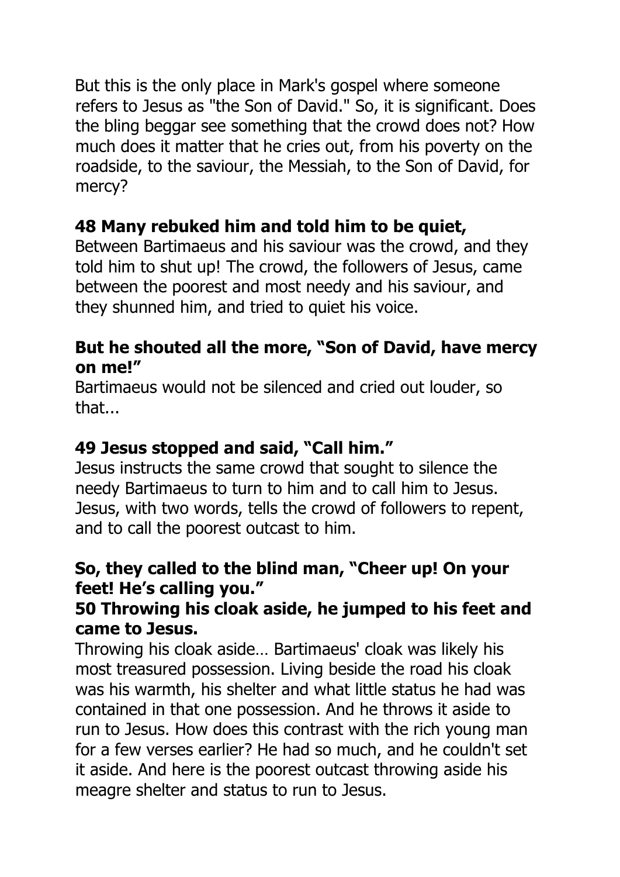But this is the only place in Mark's gospel where someone refers to Jesus as "the Son of David." So, it is significant. Does the bling beggar see something that the crowd does not? How much does it matter that he cries out, from his poverty on the roadside, to the saviour, the Messiah, to the Son of David, for mercy?

**48 Many rebuked him and told him to be quiet,**

Between Bartimaeus and his saviour was the crowd, and they told him to shut up! The crowd, the followers of Jesus, came between the poorest and most needy and his saviour, and they shunned him, and tried to quiet his voice.

**But he shouted all the more, "Son of David, have mercy on me!"**

Bartimaeus would not be silenced and cried out louder, so that...

**49 Jesus stopped and said, "Call him."**

Jesus instructs the same crowd that sought to silence the needy Bartimaeus to turn to him and to call him to Jesus. Jesus, with two words, tells the crowd of followers to repent, and to call the poorest outcast to him.

**So, they called to the blind man, "Cheer up! On your feet! He's calling you."**

**50 Throwing his cloak aside, he jumped to his feet and came to Jesus.**

Throwing his cloak aside… Bartimaeus' cloak was likely his most treasured possession. Living beside the road his cloak was his warmth, his shelter and what little status he had was contained in that one possession. And he throws it aside to run to Jesus. How does this contrast with the rich young man for a few verses earlier? He had so much, and he couldn't set it aside. And here is the poorest outcast throwing aside his meagre shelter and status to run to Jesus.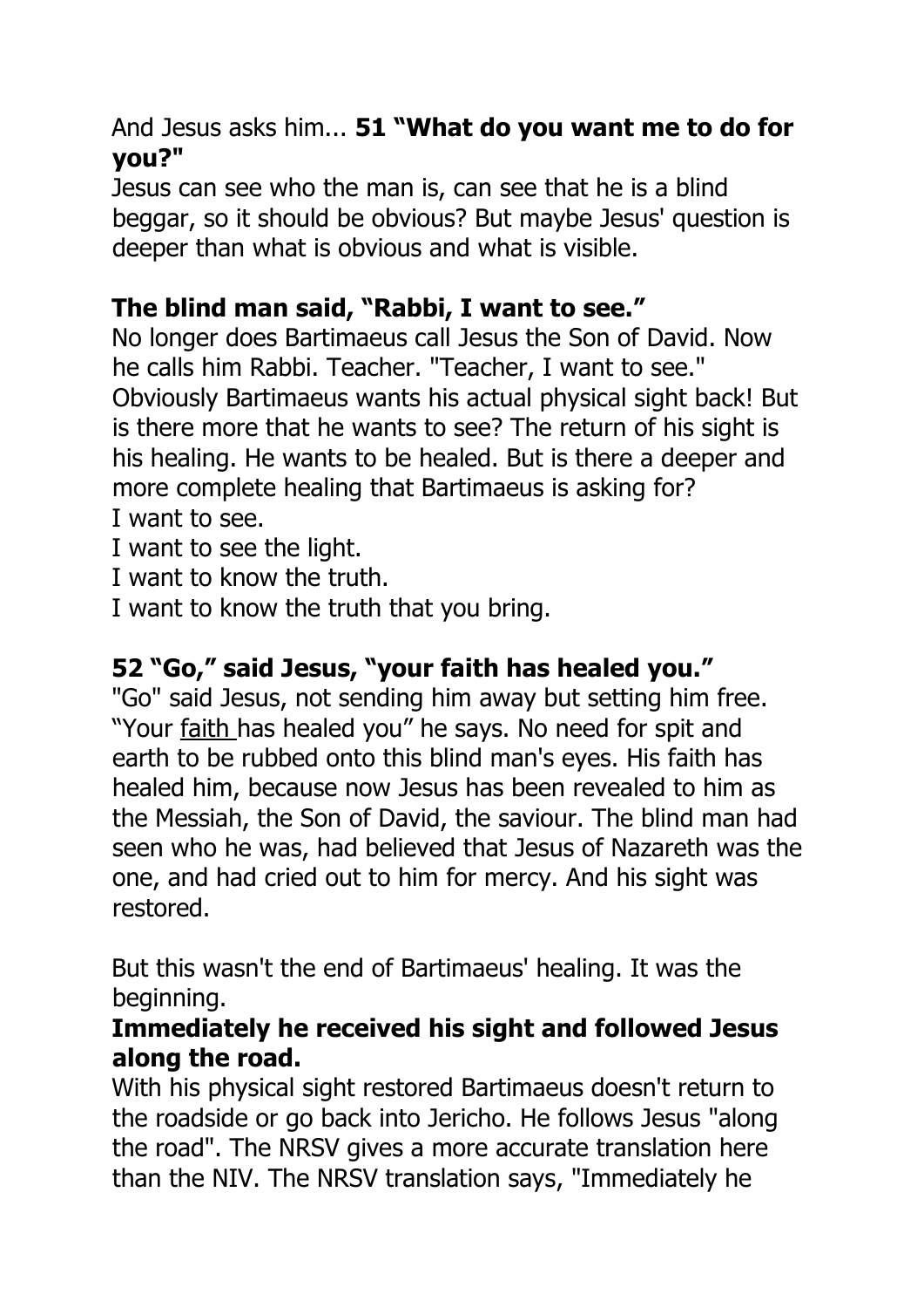And Jesus asks him... **51 "What do you want me to do for you?"**

Jesus can see who the man is, can see that he is a blind beggar, so it should be obvious? But maybe Jesus' question is deeper than what is obvious and what is visible.

**The blind man said, "Rabbi, I want to see."**

No longer does Bartimaeus call Jesus the Son of David. Now he calls him Rabbi. Teacher. "Teacher, I want to see." Obviously Bartimaeus wants his actual physical sight back! But is there more that he wants to see? The return of his sight is his healing. He wants to be healed. But is there a deeper and more complete healing that Bartimaeus is asking for?

I want to see.

I want to see the light.

I want to know the truth.

I want to know the truth that you bring.

**52 "Go," said Jesus, "your faith has healed you."**

"Go" said Jesus, not sending him away but setting him free. "Your <u>faith</u> has healed you" he says. No need for spit and earth to be rubbed onto this blind man's eyes. His faith has healed him, because now Jesus has been revealed to him as the Messiah, the Son of David, the saviour. The blind man had seen who he was, had believed that Jesus of Nazareth was the one, and had cried out to him for mercy. And his sight was restored.

But this wasn't the end of Bartimaeus' healing. It was the beginning.

**Immediately he received his sight and followed Jesus along the road.**

With his physical sight restored Bartimaeus doesn't return to the roadside or go back into Jericho. He follows Jesus "along the road". The NRSV gives a more accurate translation here than the NIV. The NRSV translation says, "Immediately he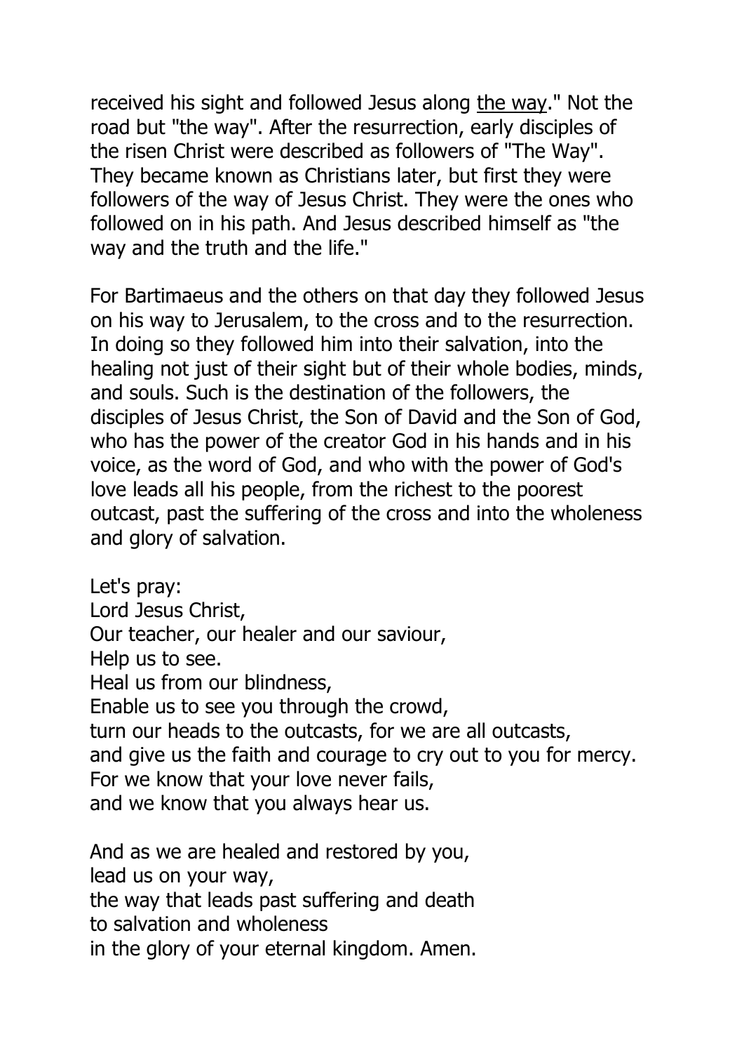received his sight and followed Jesus along <u>the way</u>." Not the road but "the way". After the resurrection, early disciples of the risen Christ were described as followers of "The Way". They became known as Christians later, but first they were followers of the way of Jesus Christ. They were the ones who followed on in his path. And Jesus described himself as "the way and the truth and the life."

For Bartimaeus and the others on that day they followed Jesus on his way to Jerusalem, to the cross and to the resurrection. In doing so they followed him into their salvation, into the healing not just of their sight but of their whole bodies, minds, and souls. Such is the destination of the followers, the disciples of Jesus Christ, the Son of David and the Son of God, who has the power of the creator God in his hands and in his voice, as the word of God, and who with the power of God's love leads all his people, from the richest to the poorest outcast, past the suffering of the cross and into the wholeness and glory of salvation.

Let's pray:
Lord Jesus Christ,
Our teacher, our healer and our saviour,
Help us to see.
Heal us from our blindness,
Enable us to see you through the crowd,
turn our heads to the outcasts, for we are all outcasts,
and give us the faith and courage to cry out to you for mercy.
For we know that your love never fails,
and we know that you always hear us.

And as we are healed and restored by you,
lead us on your way,
the way that leads past suffering and death
to salvation and wholeness
in the glory of your eternal kingdom. Amen.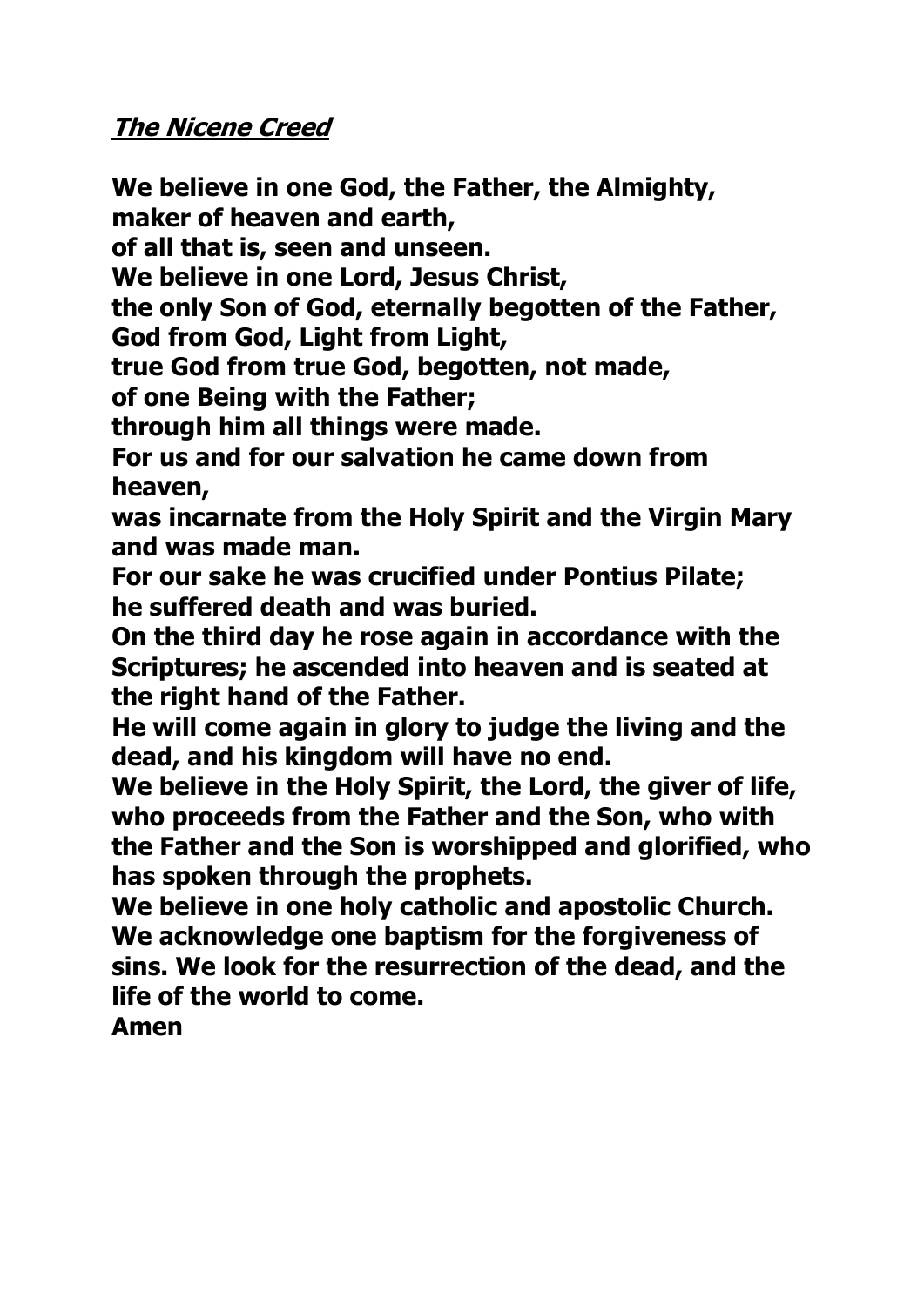***The Nicene Creed***

**We believe in one God, the Father, the Almighty,
maker of heaven and earth,
of all that is, seen and unseen.
We believe in one Lord, Jesus Christ,
the only Son of God, eternally begotten of the Father,
God from God, Light from Light,
true God from true God, begotten, not made,
of one Being with the Father;
through him all things were made.
For us and for our salvation he came down from heaven,
was incarnate from the Holy Spirit and the Virgin Mary and was made man.
For our sake he was crucified under Pontius Pilate;
he suffered death and was buried.
On the third day he rose again in accordance with the Scriptures; he ascended into heaven and is seated at the right hand of the Father.
He will come again in glory to judge the living and the dead, and his kingdom will have no end.
We believe in the Holy Spirit, the Lord, the giver of life, who proceeds from the Father and the Son, who with the Father and the Son is worshipped and glorified, who has spoken through the prophets.
We believe in one holy catholic and apostolic Church.
We acknowledge one baptism for the forgiveness of sins. We look for the resurrection of the dead, and the life of the world to come.
Amen**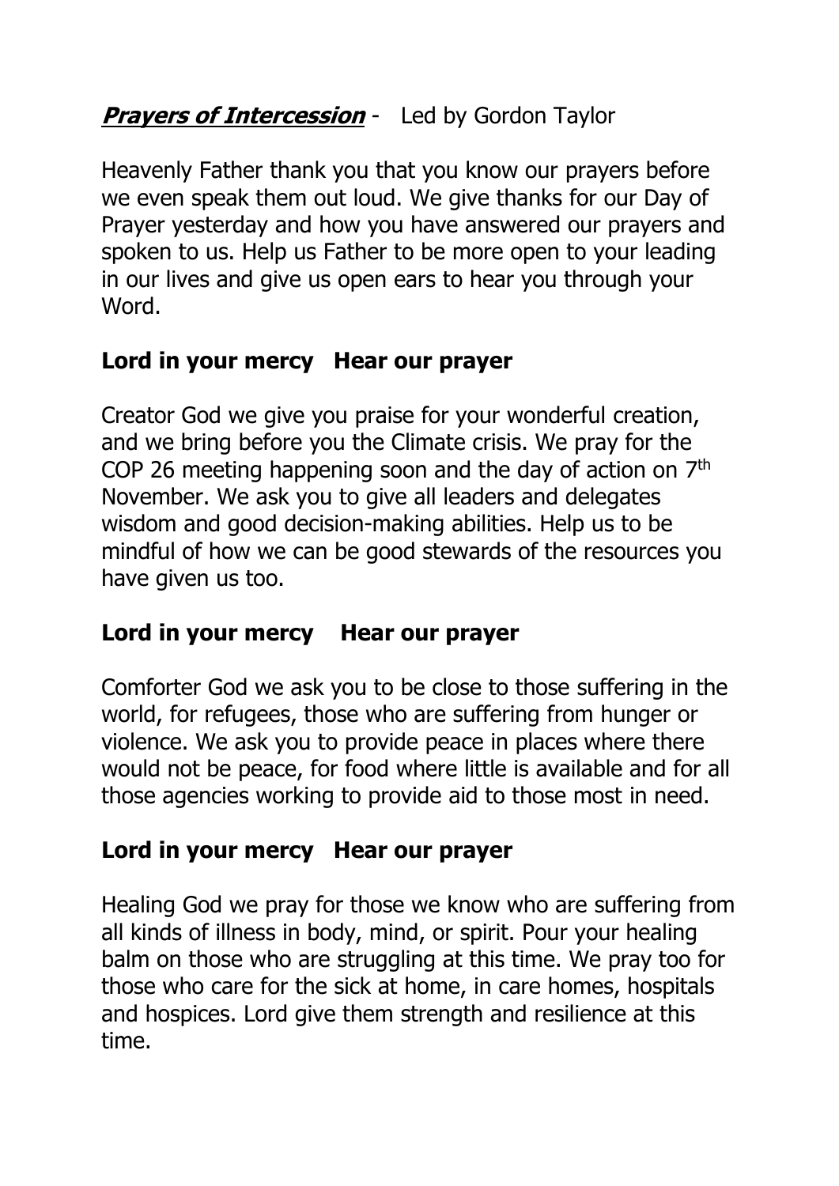***Prayers of Intercession*** - Led by Gordon Taylor

Heavenly Father thank you that you know our prayers before we even speak them out loud. We give thanks for our Day of Prayer yesterday and how you have answered our prayers and spoken to us. Help us Father to be more open to your leading in our lives and give us open ears to hear you through your Word.

**Lord in your mercy Hear our prayer**

Creator God we give you praise for your wonderful creation, and we bring before you the Climate crisis. We pray for the COP 26 meeting happening soon and the day of action on 7th November. We ask you to give all leaders and delegates wisdom and good decision-making abilities. Help us to be mindful of how we can be good stewards of the resources you have given us too.

**Lord in your mercy Hear our prayer**

Comforter God we ask you to be close to those suffering in the world, for refugees, those who are suffering from hunger or violence. We ask you to provide peace in places where there would not be peace, for food where little is available and for all those agencies working to provide aid to those most in need.

**Lord in your mercy Hear our prayer**

Healing God we pray for those we know who are suffering from all kinds of illness in body, mind, or spirit. Pour your healing balm on those who are struggling at this time. We pray too for those who care for the sick at home, in care homes, hospitals and hospices. Lord give them strength and resilience at this time.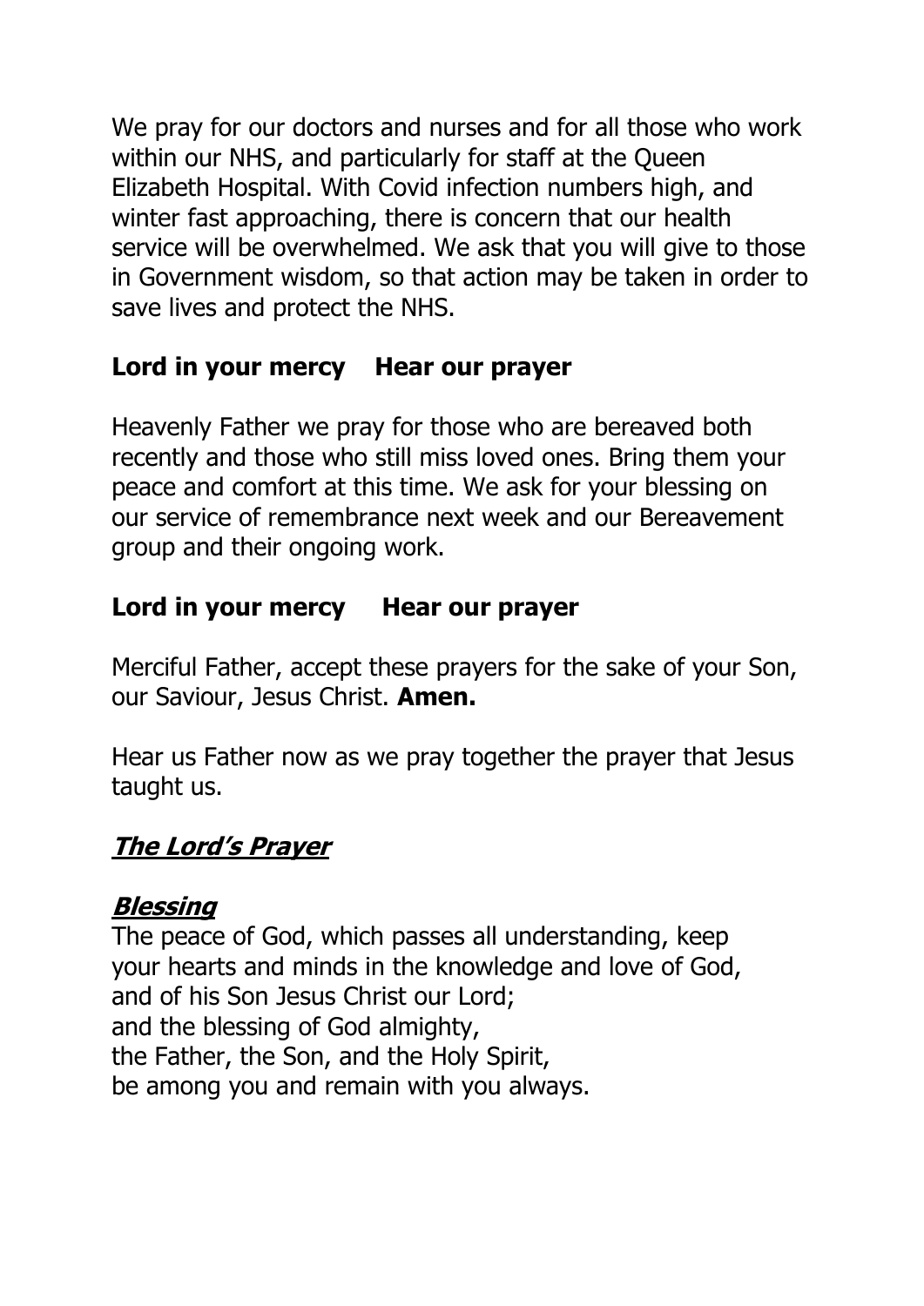We pray for our doctors and nurses and for all those who work within our NHS, and particularly for staff at the Queen Elizabeth Hospital. With Covid infection numbers high, and winter fast approaching, there is concern that our health service will be overwhelmed. We ask that you will give to those in Government wisdom, so that action may be taken in order to save lives and protect the NHS.

**Lord in your mercy    Hear our prayer**

Heavenly Father we pray for those who are bereaved both recently and those who still miss loved ones. Bring them your peace and comfort at this time. We ask for your blessing on our service of remembrance next week and our Bereavement group and their ongoing work.

**Lord in your mercy    Hear our prayer**

Merciful Father, accept these prayers for the sake of your Son, our Saviour, Jesus Christ. **Amen.**

Hear us Father now as we pray together the prayer that Jesus taught us.

## ***The Lord's Prayer***

## ***Blessing***

The peace of God, which passes all understanding, keep
your hearts and minds in the knowledge and love of God,
and of his Son Jesus Christ our Lord;
and the blessing of God almighty,
the Father, the Son, and the Holy Spirit,
be among you and remain with you always.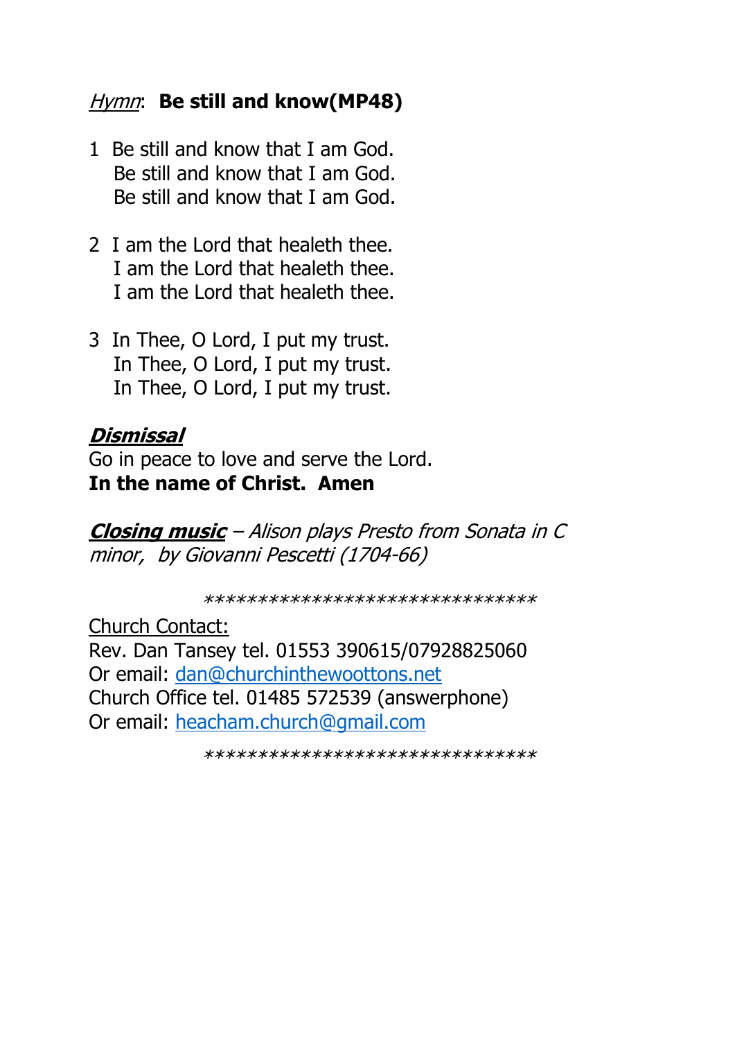*Hymn*: **Be still and know(MP48)**

1 Be still and know that I am God.
Be still and know that I am God.
Be still and know that I am God.

2 I am the Lord that healeth thee.
I am the Lord that healeth thee.
I am the Lord that healeth thee.

3 In Thee, O Lord, I put my trust.
In Thee, O Lord, I put my trust.
In Thee, O Lord, I put my trust.

***Dismissal***
Go in peace to love and serve the Lord.
**In the name of Christ. Amen**

***Closing music*** – *Alison plays Presto from Sonata in C minor, by Giovanni Pescetti (1704-66)*

*******************************

Church Contact:
Rev. Dan Tansey tel. 01553 390615/07928825060
Or email: dan@churchinthewoottons.net
Church Office tel. 01485 572539 (answerphone)
Or email: heacham.church@gmail.com

*******************************